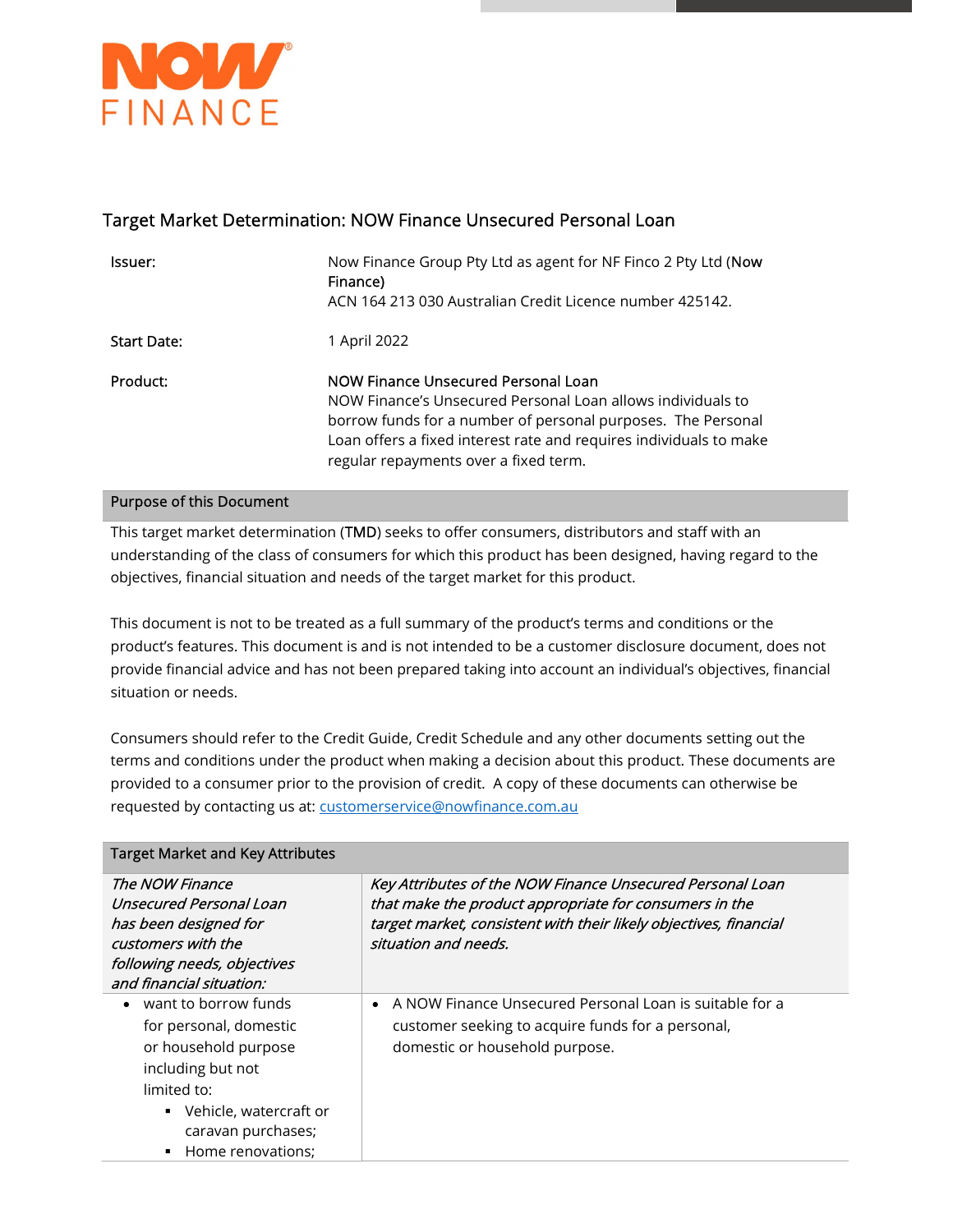NOW FINANCE

# Target Market Determination: NOW Finance Unsecured Personal Loan

| | |
|---|---|
| Issuer: | Now Finance Group Pty Ltd as agent for NF Finco 2 Pty Ltd (**Now Finance**)<br>ACN 164 213 030 Australian Credit Licence number 425142. |
| Start Date: | 1 April 2022 |
| Product: | NOW Finance Unsecured Personal Loan<br>NOW Finance's Unsecured Personal Loan allows individuals to borrow funds for a number of personal purposes. The Personal Loan offers a fixed interest rate and requires individuals to make regular repayments over a fixed term. |

## Purpose of this Document

This target market determination (**TMD**) seeks to offer consumers, distributors and staff with an understanding of the class of consumers for which this product has been designed, having regard to the objectives, financial situation and needs of the target market for this product.

This document is not to be treated as a full summary of the product's terms and conditions or the product's features. This document is and is not intended to be a customer disclosure document, does not provide financial advice and has not been prepared taking into account an individual's objectives, financial situation or needs.

Consumers should refer to the Credit Guide, Credit Schedule and any other documents setting out the terms and conditions under the product when making a decision about this product. These documents are provided to a consumer prior to the provision of credit. A copy of these documents can otherwise be requested by contacting us at: customerservice@nowfinance.com.au

## Target Market and Key Attributes

| *The NOW Finance Unsecured Personal Loan has been designed for customers with the following needs, objectives and financial situation:* | *Key Attributes of the NOW Finance Unsecured Personal Loan that make the product appropriate for consumers in the target market, consistent with their likely objectives, financial situation and needs.* |
|---|---|
| • want to borrow funds for personal, domestic or household purpose including but not limited to:<br>▪ Vehicle, watercraft or caravan purchases;<br>▪ Home renovations; | • A NOW Finance Unsecured Personal Loan is suitable for a customer seeking to acquire funds for a personal, domestic or household purpose. |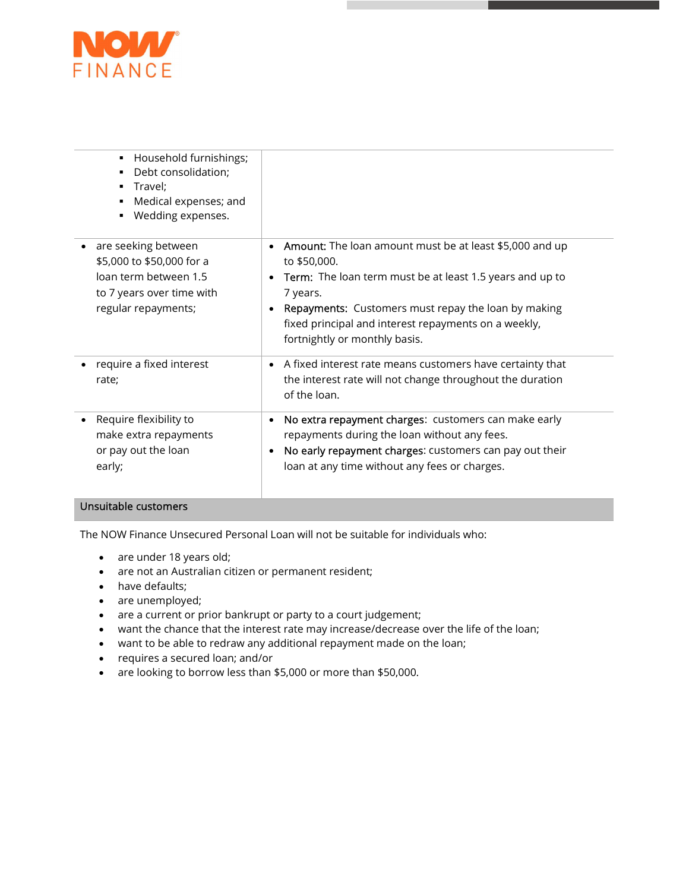| | |
|---|---|
| ▪ Household furnishings;<br>▪ Debt consolidation;<br>▪ Travel;<br>▪ Medical expenses; and<br>▪ Wedding expenses. | |
| • are seeking between $5,000 to $50,000 for a loan term between 1.5 to 7 years over time with regular repayments; | • Amount: The loan amount must be at least $5,000 and up to $50,000.<br>• Term: The loan term must be at least 1.5 years and up to 7 years.<br>• Repayments: Customers must repay the loan by making fixed principal and interest repayments on a weekly, fortnightly or monthly basis. |
| • require a fixed interest rate; | • A fixed interest rate means customers have certainty that the interest rate will not change throughout the duration of the loan. |
| • Require flexibility to make extra repayments or pay out the loan early; | • No extra repayment charges: customers can make early repayments during the loan without any fees.<br>• No early repayment charges: customers can pay out their loan at any time without any fees or charges. |

## Unsuitable customers

The NOW Finance Unsecured Personal Loan will not be suitable for individuals who:

- are under 18 years old;
- are not an Australian citizen or permanent resident;
- have defaults;
- are unemployed;
- are a current or prior bankrupt or party to a court judgement;
- want the chance that the interest rate may increase/decrease over the life of the loan;
- want to be able to redraw any additional repayment made on the loan;
- requires a secured loan; and/or
- are looking to borrow less than $5,000 or more than $50,000.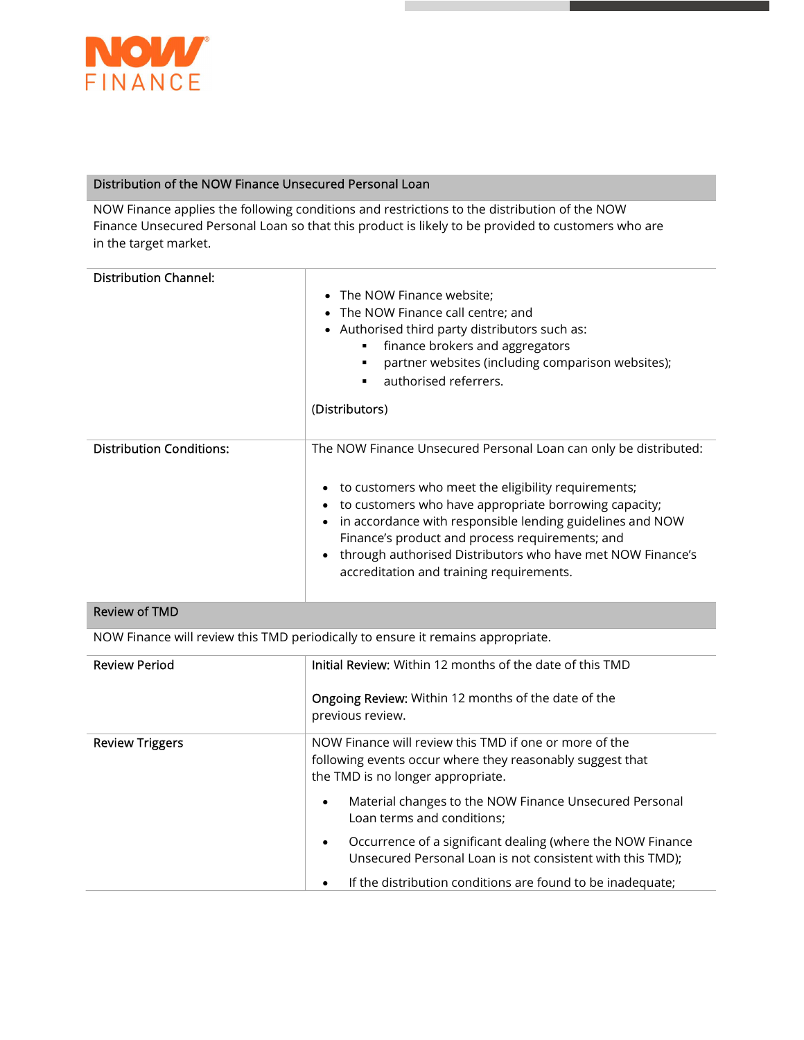## Distribution of the NOW Finance Unsecured Personal Loan

NOW Finance applies the following conditions and restrictions to the distribution of the NOW Finance Unsecured Personal Loan so that this product is likely to be provided to customers who are in the target market.

| | |
|---|---|
| Distribution Channel: | • The NOW Finance website;<br>• The NOW Finance call centre; and<br>• Authorised third party distributors such as:<br>&nbsp;&nbsp;▪ finance brokers and aggregators<br>&nbsp;&nbsp;▪ partner websites (including comparison websites);<br>&nbsp;&nbsp;▪ authorised referrers.<br><br>(Distributors) |
| Distribution Conditions: | The NOW Finance Unsecured Personal Loan can only be distributed:<br><br>• to customers who meet the eligibility requirements;<br>• to customers who have appropriate borrowing capacity;<br>• in accordance with responsible lending guidelines and NOW Finance's product and process requirements; and<br>• through authorised Distributors who have met NOW Finance's accreditation and training requirements. |

## Review of TMD

NOW Finance will review this TMD periodically to ensure it remains appropriate.

| | |
|---|---|
| Review Period | **Initial Review:** Within 12 months of the date of this TMD<br><br>**Ongoing Review:** Within 12 months of the date of the previous review. |
| Review Triggers | NOW Finance will review this TMD if one or more of the following events occur where they reasonably suggest that the TMD is no longer appropriate.<br><br>• Material changes to the NOW Finance Unsecured Personal Loan terms and conditions;<br>• Occurrence of a significant dealing (where the NOW Finance Unsecured Personal Loan is not consistent with this TMD);<br>• If the distribution conditions are found to be inadequate; |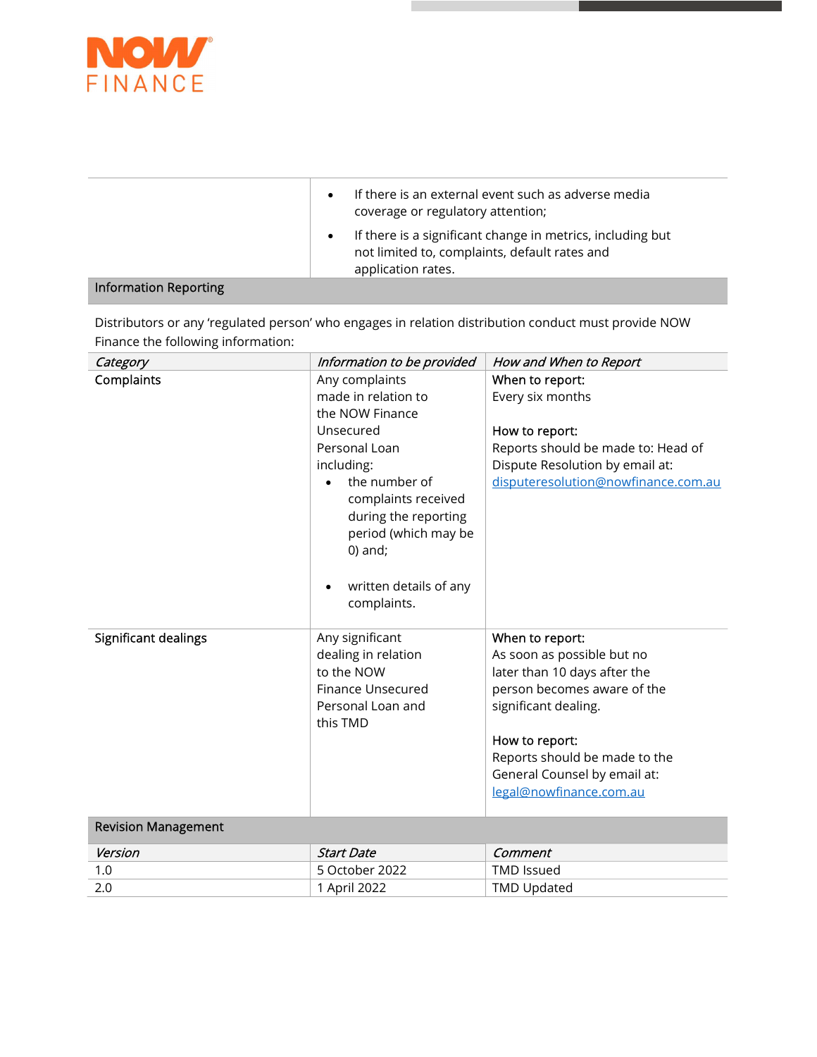| | |
|---|---|
| | • If there is an external event such as adverse media coverage or regulatory attention;<br>• If there is a significant change in metrics, including but not limited to, complaints, default rates and application rates. |

## Information Reporting

Distributors or any 'regulated person' who engages in relation distribution conduct must provide NOW Finance the following information:

| *Category* | *Information to be provided* | *How and When to Report* |
|---|---|---|
| Complaints | Any complaints made in relation to the NOW Finance Unsecured Personal Loan including:<br>• the number of complaints received during the reporting period (which may be 0) and;<br>• written details of any complaints. | When to report:<br>Every six months<br><br>How to report:<br>Reports should be made to: Head of Dispute Resolution by email at: disputeresolution@nowfinance.com.au |
| Significant dealings | Any significant dealing in relation to the NOW Finance Unsecured Personal Loan and this TMD | When to report:<br>As soon as possible but no later than 10 days after the person becomes aware of the significant dealing.<br><br>How to report:<br>Reports should be made to the General Counsel by email at: legal@nowfinance.com.au |

## Revision Management

| *Version* | *Start Date* | *Comment* |
|---|---|---|
| 1.0 | 5 October 2022 | TMD Issued |
| 2.0 | 1 April 2022 | TMD Updated |